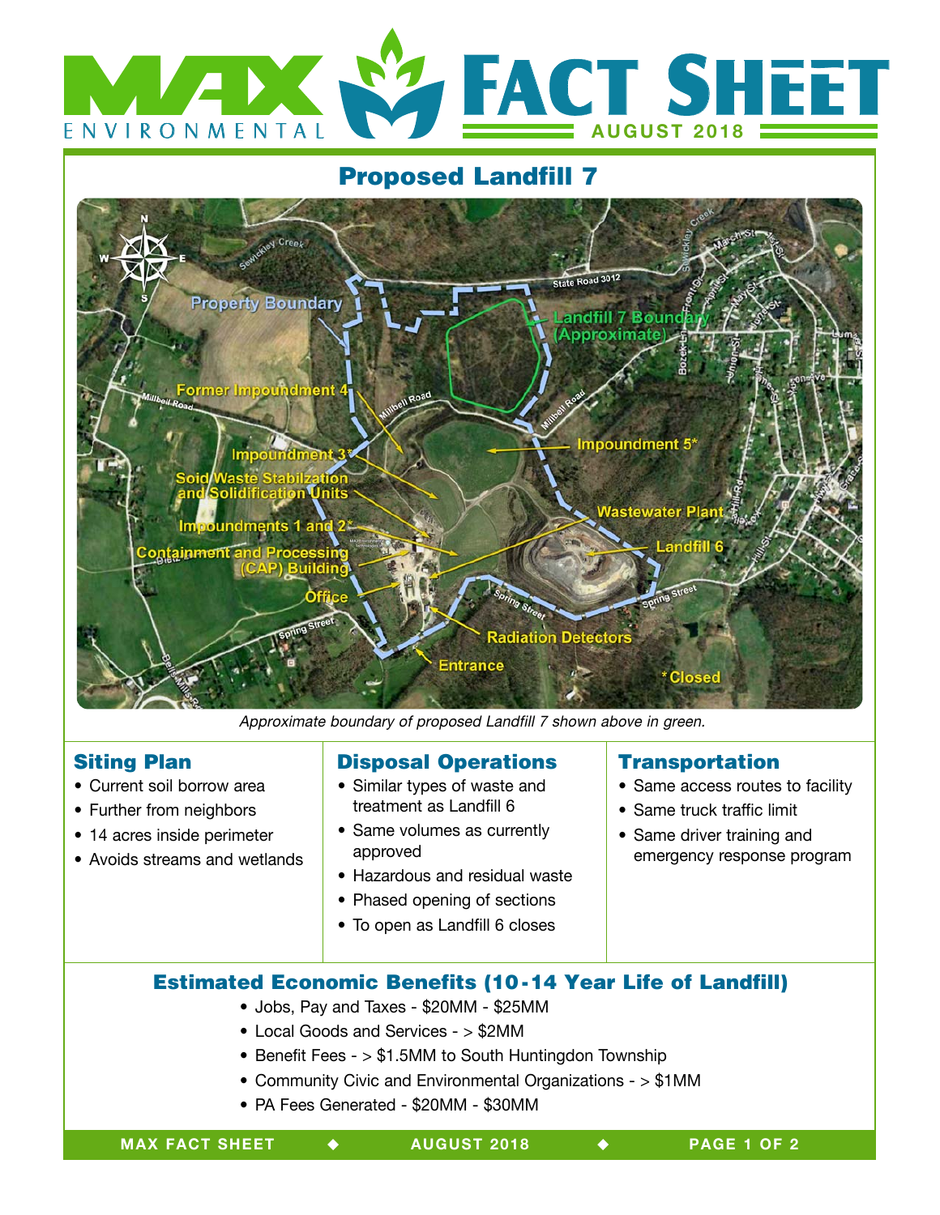# MAX ENVIRONMENTAL FACT SHEET

AUGUST 2018

## Proposed Landfill 7

*Approximate boundary of proposed Landfill 7 shown above in green.*

### Siting Plan

- Current soil borrow area
- Further from neighbors
- 14 acres inside perimeter
- Avoids streams and wetlands

### Disposal Operations

- Similar types of waste and treatment as Landfill 6
- Same volumes as currently approved
- Hazardous and residual waste
- Phased opening of sections
- To open as Landfill 6 closes

### Transportation

- Same access routes to facility
- Same truck traffic limit
- Same driver training and emergency response program

### Estimated Economic Benefits (10-14 Year Life of Landfill)

- Jobs, Pay and Taxes - $20MM - $25MM
- Local Goods and Services - > $2MM
- Benefit Fees - > $1.5MM to South Huntingdon Township
- Community Civic and Environmental Organizations - > $1MM
- PA Fees Generated - $20MM - $30MM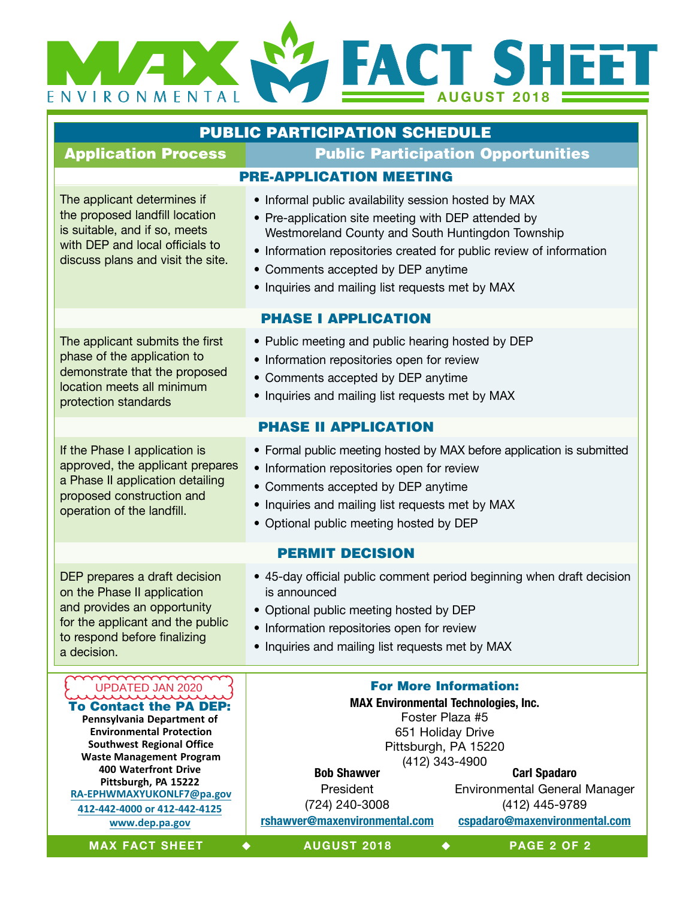# MAX ENVIRONMENTAL FACT SHEET

AUGUST 2018

## PUBLIC PARTICIPATION SCHEDULE

| Application Process | Public Participation Opportunities |
|---|---|
| **PRE-APPLICATION MEETING** | |
| The applicant determines if the proposed landfill location is suitable, and if so, meets with DEP and local officials to discuss plans and visit the site. | • Informal public availability session hosted by MAX<br>• Pre-application site meeting with DEP attended by Westmoreland County and South Huntingdon Township<br>• Information repositories created for public review of information<br>• Comments accepted by DEP anytime<br>• Inquiries and mailing list requests met by MAX |
| **PHASE I APPLICATION** | |
| The applicant submits the first phase of the application to demonstrate that the proposed location meets all minimum protection standards | • Public meeting and public hearing hosted by DEP<br>• Information repositories open for review<br>• Comments accepted by DEP anytime<br>• Inquiries and mailing list requests met by MAX |
| **PHASE II APPLICATION** | |
| If the Phase I application is approved, the applicant prepares a Phase II application detailing proposed construction and operation of the landfill. | • Formal public meeting hosted by MAX before application is submitted<br>• Information repositories open for review<br>• Comments accepted by DEP anytime<br>• Inquiries and mailing list requests met by MAX<br>• Optional public meeting hosted by DEP |
| **PERMIT DECISION** | |
| DEP prepares a draft decision on the Phase II application and provides an opportunity for the applicant and the public to respond before finalizing a decision. | • 45-day official public comment period beginning when draft decision is announced<br>• Optional public meeting hosted by DEP<br>• Information repositories open for review<br>• Inquiries and mailing list requests met by MAX |

UPDATED JAN 2020

### To Contact the PA DEP:

**Pennsylvania Department of Environmental Protection**
**Southwest Regional Office**
**Waste Management Program**
**400 Waterfront Drive**
**Pittsburgh, PA 15222**
RA-EPHWMAXYUKONLF7@pa.gov
412-442-4000 or 412-442-4125
www.dep.pa.gov

### For More Information:

**MAX Environmental Technologies, Inc.**
Foster Plaza #5
651 Holiday Drive
Pittsburgh, PA 15220
(412) 343-4900

**Bob Shawver**
President
(724) 240-3008
rshawver@maxenvironmental.com

**Carl Spadaro**
Environmental General Manager
(412) 445-9789
cspadaro@maxenvironmental.com